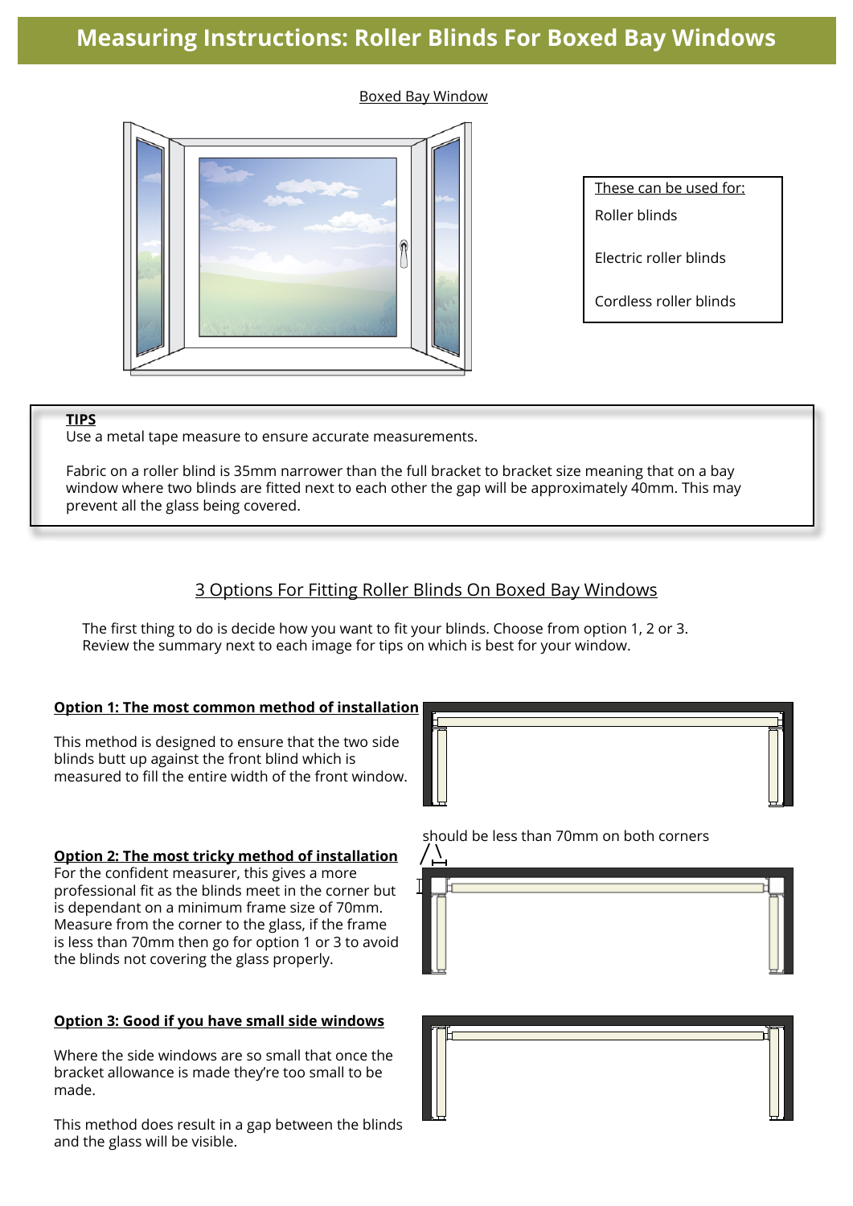# Measuring Instructions: Roller Blinds For Boxed Bay Windows

Boxed Bay Window

These can be used for:

- Roller blinds
- Electric roller blinds
- Cordless roller blinds

**TIPS**

Use a metal tape measure to ensure accurate measurements.

Fabric on a roller blind is 35mm narrower than the full bracket to bracket size meaning that on a bay window where two blinds are fitted next to each other the gap will be approximately 40mm. This may prevent all the glass being covered.

## 3 Options For Fitting Roller Blinds On Boxed Bay Windows

The first thing to do is decide how you want to fit your blinds. Choose from option 1, 2 or 3. Review the summary next to each image for tips on which is best for your window.

**Option 1: The most common method of installation**

This method is designed to ensure that the two side blinds butt up against the front blind which is measured to fill the entire width of the front window.

**Option 2: The most tricky method of installation**

For the confident measurer, this gives a more professional fit as the blinds meet in the corner but is dependant on a minimum frame size of 70mm. Measure from the corner to the glass, if the frame is less than 70mm then go for option 1 or 3 to avoid the blinds not covering the glass properly.

should be less than 70mm on both corners

**Option 3: Good if you have small side windows**

Where the side windows are so small that once the bracket allowance is made they're too small to be made.

This method does result in a gap between the blinds and the glass will be visible.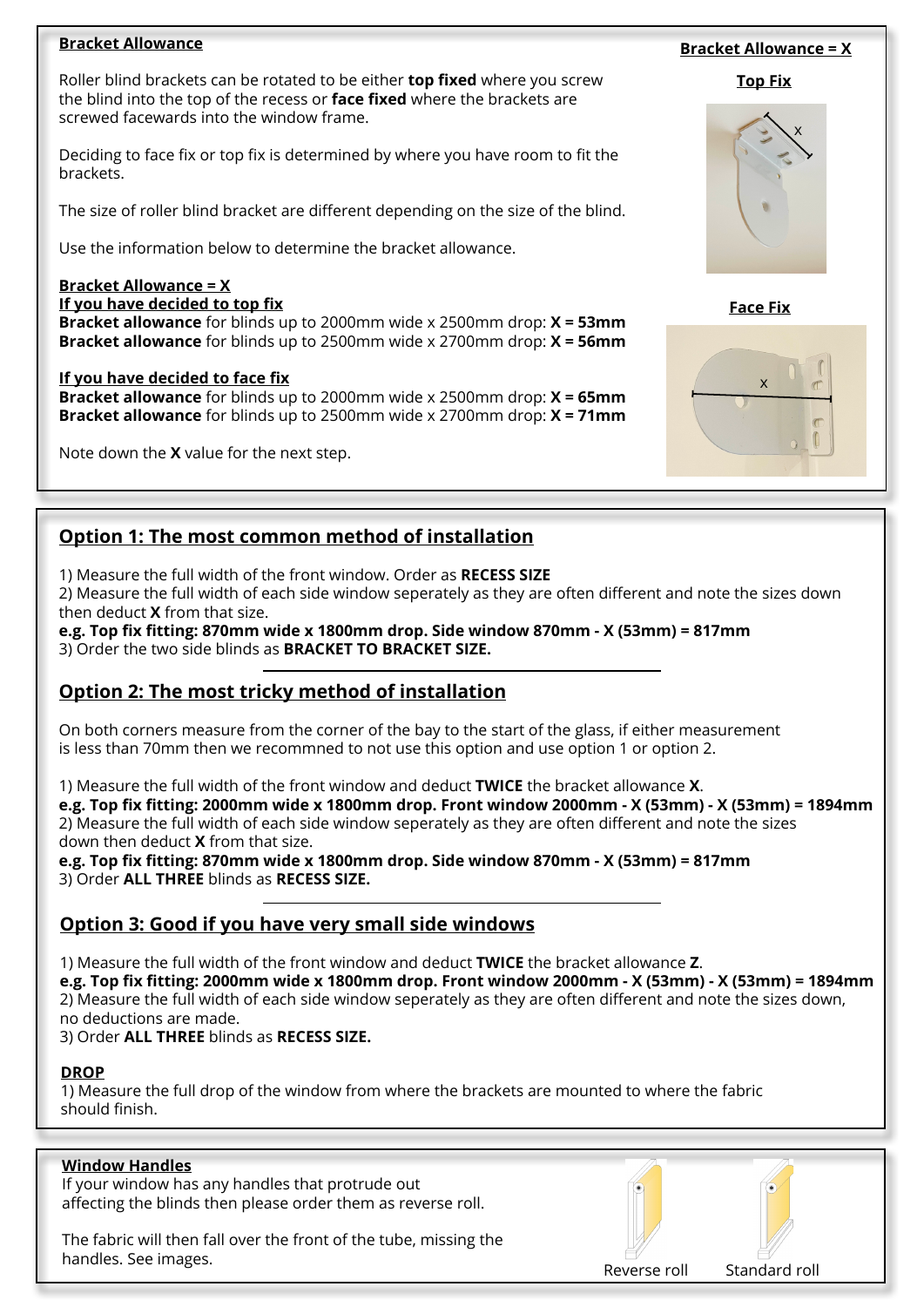## Bracket Allowance

Roller blind brackets can be rotated to be either **top fixed** where you screw the blind into the top of the recess or **face fixed** where the brackets are screwed facewards into the window frame.

Deciding to face fix or top fix is determined by where you have room to fit the brackets.

The size of roller blind bracket are different depending on the size of the blind.

Use the information below to determine the bracket allowance.

**Bracket Allowance = X**

**If you have decided to top fix**

**Bracket allowance** for blinds up to 2000mm wide x 2500mm drop: **X = 53mm**

**Bracket allowance** for blinds up to 2500mm wide x 2700mm drop: **X = 56mm**

**If you have decided to face fix**

**Bracket allowance** for blinds up to 2000mm wide x 2500mm drop: **X = 65mm**

**Bracket allowance** for blinds up to 2500mm wide x 2700mm drop: **X = 71mm**

Note down the **X** value for the next step.

**Bracket Allowance = X**

**Top Fix**

X

**Face Fix**

X

## Option 1: The most common method of installation

1) Measure the full width of the front window. Order as **RECESS SIZE**
2) Measure the full width of each side window seperately as they are often different and note the sizes down then deduct **X** from that size.

**e.g. Top fix fitting: 870mm wide x 1800mm drop. Side window 870mm - X (53mm) = 817mm**

3) Order the two side blinds as **BRACKET TO BRACKET SIZE.**

## Option 2: The most tricky method of installation

On both corners measure from the corner of the bay to the start of the glass, if either measurement is less than 70mm then we recommned to not use this option and use option 1 or option 2.

1) Measure the full width of the front window and deduct **TWICE** the bracket allowance **X**.

**e.g. Top fix fitting: 2000mm wide x 1800mm drop. Front window 2000mm - X (53mm) - X (53mm) = 1894mm**

2) Measure the full width of each side window seperately as they are often different and note the sizes down then deduct **X** from that size.

**e.g. Top fix fitting: 870mm wide x 1800mm drop. Side window 870mm - X (53mm) = 817mm**

3) Order **ALL THREE** blinds as **RECESS SIZE.**

## Option 3: Good if you have very small side windows

1) Measure the full width of the front window and deduct **TWICE** the bracket allowance **Z**.

**e.g. Top fix fitting: 2000mm wide x 1800mm drop. Front window 2000mm - X (53mm) - X (53mm) = 1894mm**

2) Measure the full width of each side window seperately as they are often different and note the sizes down, no deductions are made.

3) Order **ALL THREE** blinds as **RECESS SIZE.**

**DROP**

1) Measure the full drop of the window from where the brackets are mounted to where the fabric should finish.

**Window Handles**

If your window has any handles that protrude out affecting the blinds then please order them as reverse roll.

The fabric will then fall over the front of the tube, missing the handles. See images.

Reverse roll

Standard roll